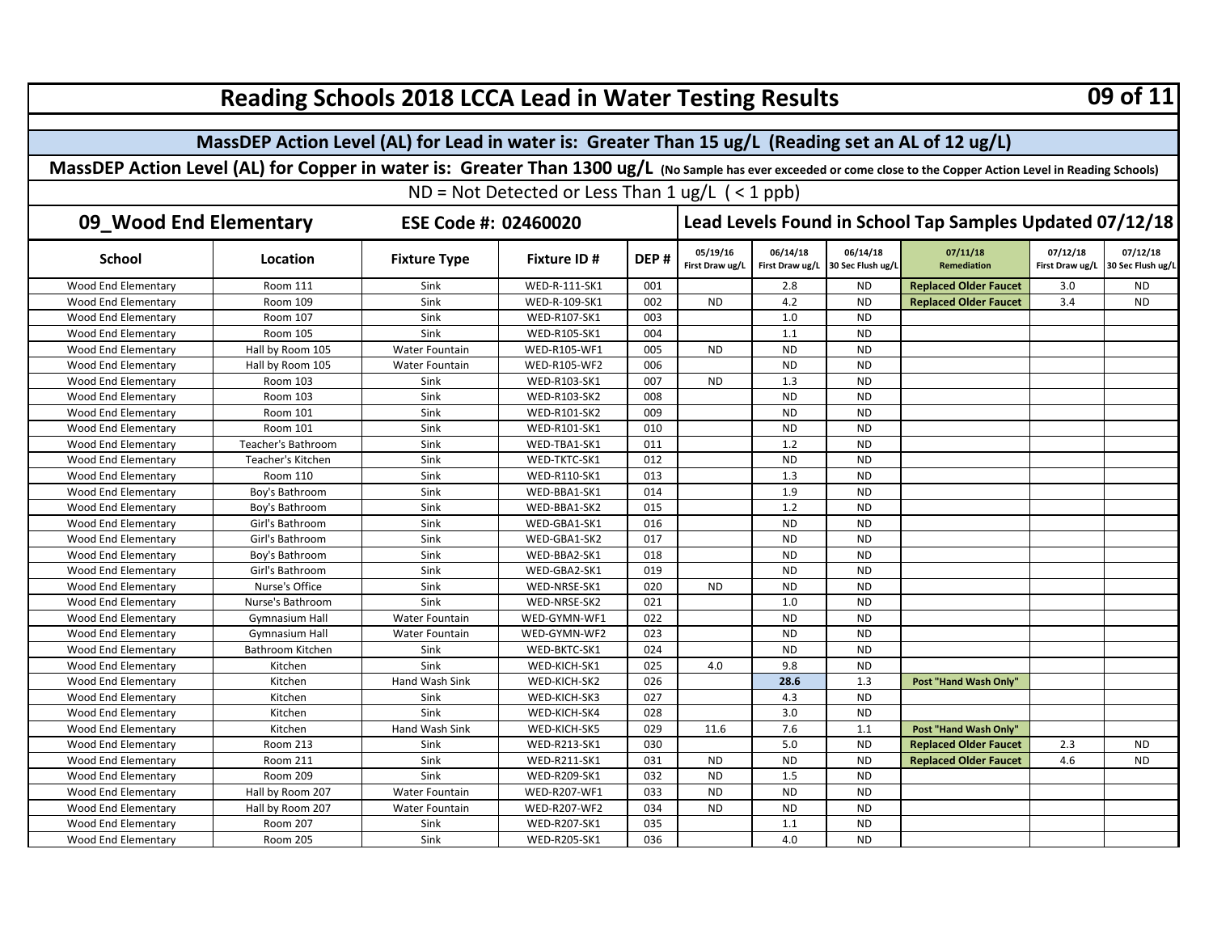# Reading Schools 2018 LCCA Lead in Water Testing Results

**MassDEP Action Level (AL) for Lead in water is: Greater Than 15 ug/L (Reading set an AL of 12 ug/L)**

**MassDEP Action Level (AL) for Copper in water is: Greater Than 1300 ug/L** (No Sample has ever exceeded or come close to the Copper Action Level in Reading Schools)

ND = Not Detected or Less Than 1 ug/L ( < 1 ppb)

## 09_Wood End Elementary — ESE Code #: 02460020

**Lead Levels Found in School Tap Samples Updated 07/12/18**

| School | Location | Fixture Type | Fixture ID # | DEP # | 05/19/16 First Draw ug/L | 06/14/18 First Draw ug/L | 06/14/18 30 Sec Flush ug/L | 07/11/18 Remediation | 07/12/18 First Draw ug/L | 07/12/18 30 Sec Flush ug/L |
|---|---|---|---|---|---|---|---|---|---|---|
| Wood End Elementary | Room 111 | Sink | WED-R-111-SK1 | 001 | | 2.8 | ND | Replaced Older Faucet | 3.0 | ND |
| Wood End Elementary | Room 109 | Sink | WED-R-109-SK1 | 002 | ND | 4.2 | ND | Replaced Older Faucet | 3.4 | ND |
| Wood End Elementary | Room 107 | Sink | WED-R107-SK1 | 003 | | 1.0 | ND | | | |
| Wood End Elementary | Room 105 | Sink | WED-R105-SK1 | 004 | | 1.1 | ND | | | |
| Wood End Elementary | Hall by Room 105 | Water Fountain | WED-R105-WF1 | 005 | ND | ND | ND | | | |
| Wood End Elementary | Hall by Room 105 | Water Fountain | WED-R105-WF2 | 006 | | ND | ND | | | |
| Wood End Elementary | Room 103 | Sink | WED-R103-SK1 | 007 | ND | 1.3 | ND | | | |
| Wood End Elementary | Room 103 | Sink | WED-R103-SK2 | 008 | | ND | ND | | | |
| Wood End Elementary | Room 101 | Sink | WED-R101-SK2 | 009 | | ND | ND | | | |
| Wood End Elementary | Room 101 | Sink | WED-R101-SK1 | 010 | | ND | ND | | | |
| Wood End Elementary | Teacher's Bathroom | Sink | WED-TBA1-SK1 | 011 | | 1.2 | ND | | | |
| Wood End Elementary | Teacher's Kitchen | Sink | WED-TKTC-SK1 | 012 | | ND | ND | | | |
| Wood End Elementary | Room 110 | Sink | WED-R110-SK1 | 013 | | 1.3 | ND | | | |
| Wood End Elementary | Boy's Bathroom | Sink | WED-BBA1-SK1 | 014 | | 1.9 | ND | | | |
| Wood End Elementary | Boy's Bathroom | Sink | WED-BBA1-SK2 | 015 | | 1.2 | ND | | | |
| Wood End Elementary | Girl's Bathroom | Sink | WED-GBA1-SK1 | 016 | | ND | ND | | | |
| Wood End Elementary | Girl's Bathroom | Sink | WED-GBA1-SK2 | 017 | | ND | ND | | | |
| Wood End Elementary | Boy's Bathroom | Sink | WED-BBA2-SK1 | 018 | | ND | ND | | | |
| Wood End Elementary | Girl's Bathroom | Sink | WED-GBA2-SK1 | 019 | | ND | ND | | | |
| Wood End Elementary | Nurse's Office | Sink | WED-NRSE-SK1 | 020 | ND | ND | ND | | | |
| Wood End Elementary | Nurse's Bathroom | Sink | WED-NRSE-SK2 | 021 | | 1.0 | ND | | | |
| Wood End Elementary | Gymnasium Hall | Water Fountain | WED-GYMN-WF1 | 022 | | ND | ND | | | |
| Wood End Elementary | Gymnasium Hall | Water Fountain | WED-GYMN-WF2 | 023 | | ND | ND | | | |
| Wood End Elementary | Bathroom Kitchen | Sink | WED-BKTC-SK1 | 024 | | ND | ND | | | |
| Wood End Elementary | Kitchen | Sink | WED-KICH-SK1 | 025 | 4.0 | 9.8 | ND | | | |
| Wood End Elementary | Kitchen | Hand Wash Sink | WED-KICH-SK2 | 026 | | **28.6** | 1.3 | Post "Hand Wash Only" | | |
| Wood End Elementary | Kitchen | Sink | WED-KICH-SK3 | 027 | | 4.3 | ND | | | |
| Wood End Elementary | Kitchen | Sink | WED-KICH-SK4 | 028 | | 3.0 | ND | | | |
| Wood End Elementary | Kitchen | Hand Wash Sink | WED-KICH-SK5 | 029 | 11.6 | 7.6 | 1.1 | Post "Hand Wash Only" | | |
| Wood End Elementary | Room 213 | Sink | WED-R213-SK1 | 030 | | 5.0 | ND | Replaced Older Faucet | 2.3 | ND |
| Wood End Elementary | Room 211 | Sink | WED-R211-SK1 | 031 | ND | ND | ND | Replaced Older Faucet | 4.6 | ND |
| Wood End Elementary | Room 209 | Sink | WED-R209-SK1 | 032 | ND | 1.5 | ND | | | |
| Wood End Elementary | Hall by Room 207 | Water Fountain | WED-R207-WF1 | 033 | ND | ND | ND | | | |
| Wood End Elementary | Hall by Room 207 | Water Fountain | WED-R207-WF2 | 034 | ND | ND | ND | | | |
| Wood End Elementary | Room 207 | Sink | WED-R207-SK1 | 035 | | 1.1 | ND | | | |
| Wood End Elementary | Room 205 | Sink | WED-R205-SK1 | 036 | | 4.0 | ND | | | |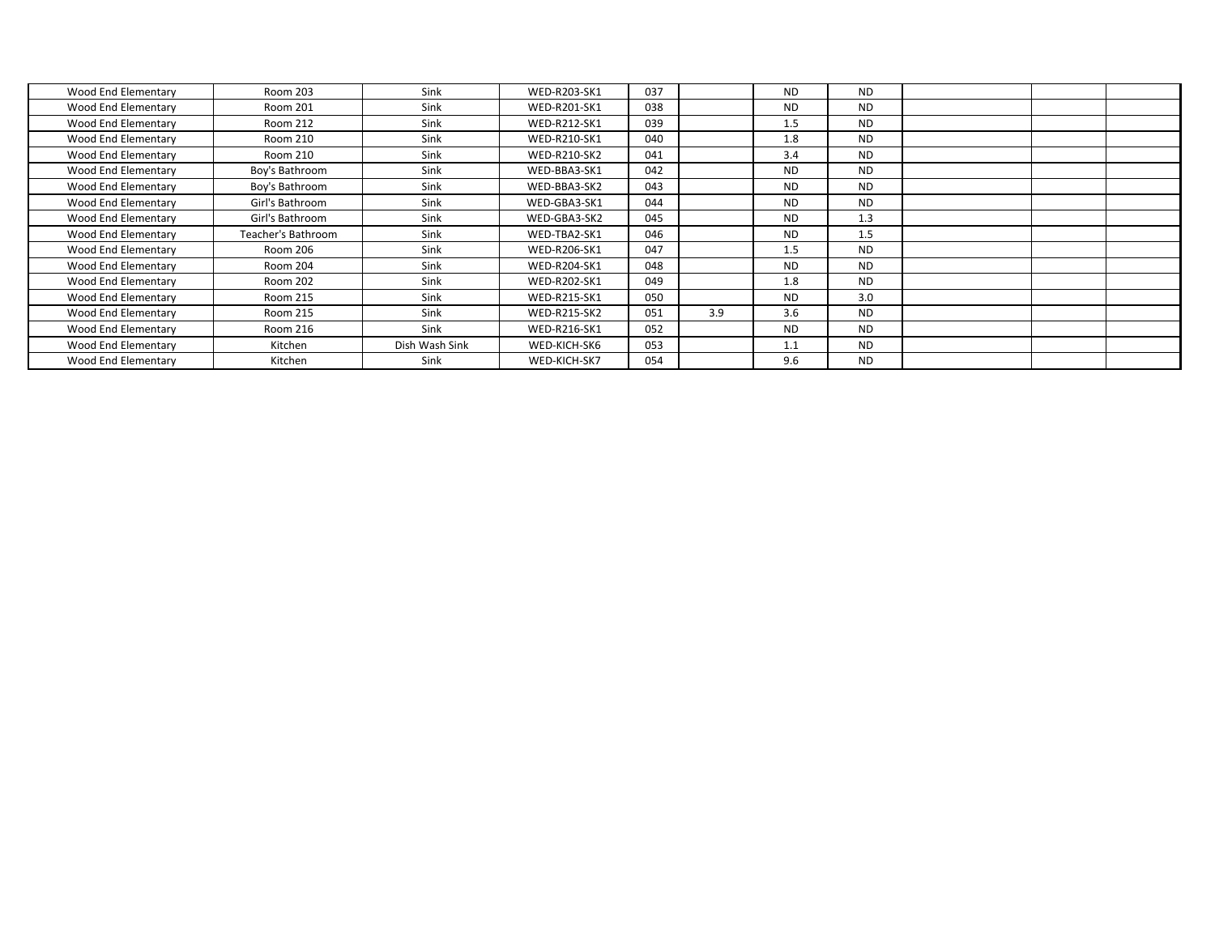| | | | | | | | | | | |
|---|---|---|---|---|---|---|---|---|---|---|
| Wood End Elementary | Room 203 | Sink | WED-R203-SK1 | 037 | | ND | ND | | | |
| Wood End Elementary | Room 201 | Sink | WED-R201-SK1 | 038 | | ND | ND | | | |
| Wood End Elementary | Room 212 | Sink | WED-R212-SK1 | 039 | | 1.5 | ND | | | |
| Wood End Elementary | Room 210 | Sink | WED-R210-SK1 | 040 | | 1.8 | ND | | | |
| Wood End Elementary | Room 210 | Sink | WED-R210-SK2 | 041 | | 3.4 | ND | | | |
| Wood End Elementary | Boy's Bathroom | Sink | WED-BBA3-SK1 | 042 | | ND | ND | | | |
| Wood End Elementary | Boy's Bathroom | Sink | WED-BBA3-SK2 | 043 | | ND | ND | | | |
| Wood End Elementary | Girl's Bathroom | Sink | WED-GBA3-SK1 | 044 | | ND | ND | | | |
| Wood End Elementary | Girl's Bathroom | Sink | WED-GBA3-SK2 | 045 | | ND | 1.3 | | | |
| Wood End Elementary | Teacher's Bathroom | Sink | WED-TBA2-SK1 | 046 | | ND | 1.5 | | | |
| Wood End Elementary | Room 206 | Sink | WED-R206-SK1 | 047 | | 1.5 | ND | | | |
| Wood End Elementary | Room 204 | Sink | WED-R204-SK1 | 048 | | ND | ND | | | |
| Wood End Elementary | Room 202 | Sink | WED-R202-SK1 | 049 | | 1.8 | ND | | | |
| Wood End Elementary | Room 215 | Sink | WED-R215-SK1 | 050 | | ND | 3.0 | | | |
| Wood End Elementary | Room 215 | Sink | WED-R215-SK2 | 051 | 3.9 | 3.6 | ND | | | |
| Wood End Elementary | Room 216 | Sink | WED-R216-SK1 | 052 | | ND | ND | | | |
| Wood End Elementary | Kitchen | Dish Wash Sink | WED-KICH-SK6 | 053 | | 1.1 | ND | | | |
| Wood End Elementary | Kitchen | Sink | WED-KICH-SK7 | 054 | | 9.6 | ND | | | |